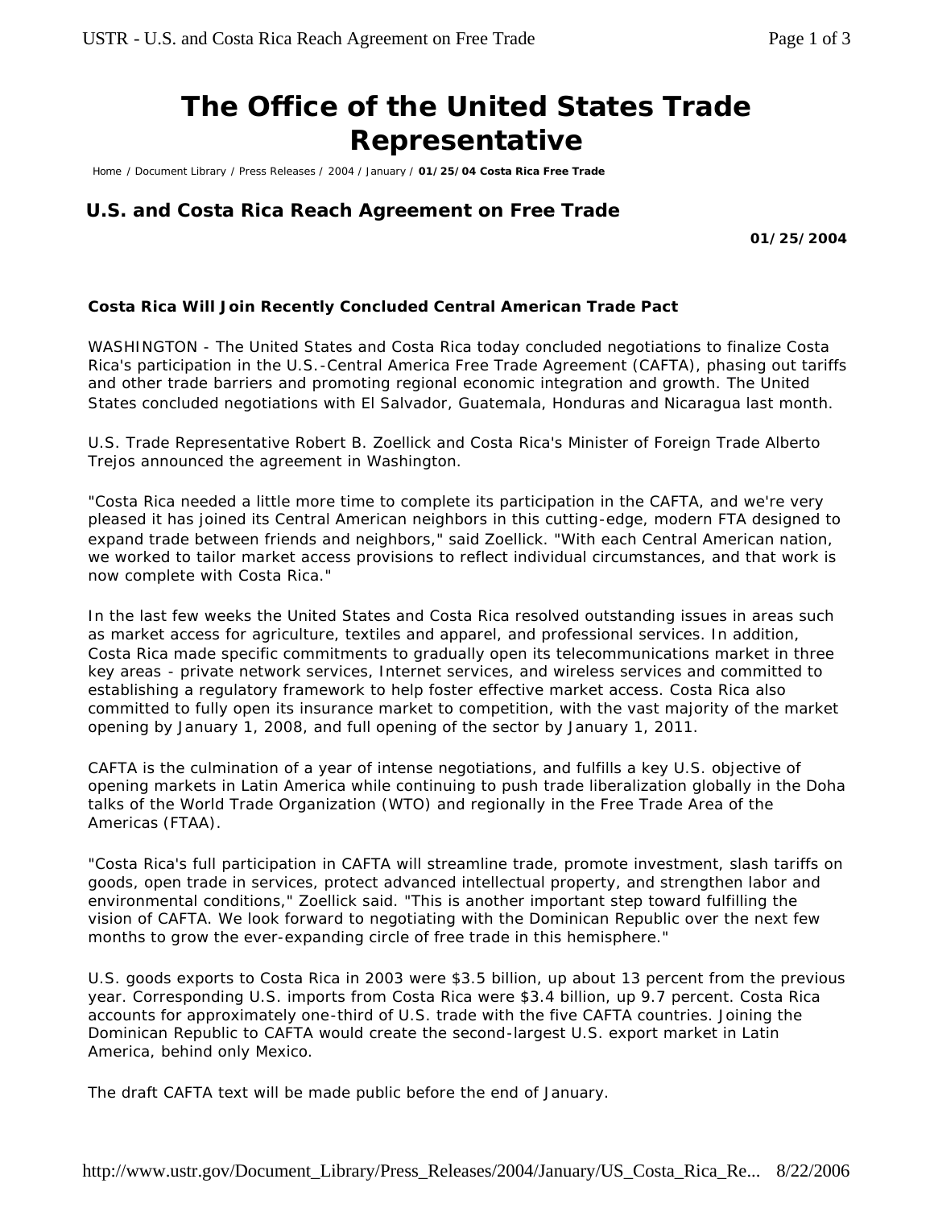# The Office of the United States Trade Representative

Home / Document Library / Press Releases / 2004 / January / **01/25/04 Costa Rica Free Trade**

## U.S. and Costa Rica Reach Agreement on Free Trade

**01/25/2004**

**Costa Rica Will Join Recently Concluded Central American Trade Pact**

WASHINGTON - The United States and Costa Rica today concluded negotiations to finalize Costa Rica's participation in the U.S.-Central America Free Trade Agreement (CAFTA), phasing out tariffs and other trade barriers and promoting regional economic integration and growth. The United States concluded negotiations with El Salvador, Guatemala, Honduras and Nicaragua last month.

U.S. Trade Representative Robert B. Zoellick and Costa Rica's Minister of Foreign Trade Alberto Trejos announced the agreement in Washington.

"Costa Rica needed a little more time to complete its participation in the CAFTA, and we're very pleased it has joined its Central American neighbors in this cutting-edge, modern FTA designed to expand trade between friends and neighbors," said Zoellick. "With each Central American nation, we worked to tailor market access provisions to reflect individual circumstances, and that work is now complete with Costa Rica."

In the last few weeks the United States and Costa Rica resolved outstanding issues in areas such as market access for agriculture, textiles and apparel, and professional services. In addition, Costa Rica made specific commitments to gradually open its telecommunications market in three key areas - private network services, Internet services, and wireless services and committed to establishing a regulatory framework to help foster effective market access. Costa Rica also committed to fully open its insurance market to competition, with the vast majority of the market opening by January 1, 2008, and full opening of the sector by January 1, 2011.

CAFTA is the culmination of a year of intense negotiations, and fulfills a key U.S. objective of opening markets in Latin America while continuing to push trade liberalization globally in the Doha talks of the World Trade Organization (WTO) and regionally in the Free Trade Area of the Americas (FTAA).

"Costa Rica's full participation in CAFTA will streamline trade, promote investment, slash tariffs on goods, open trade in services, protect advanced intellectual property, and strengthen labor and environmental conditions," Zoellick said. "This is another important step toward fulfilling the vision of CAFTA. We look forward to negotiating with the Dominican Republic over the next few months to grow the ever-expanding circle of free trade in this hemisphere."

U.S. goods exports to Costa Rica in 2003 were $3.5 billion, up about 13 percent from the previous year. Corresponding U.S. imports from Costa Rica were $3.4 billion, up 9.7 percent. Costa Rica accounts for approximately one-third of U.S. trade with the five CAFTA countries. Joining the Dominican Republic to CAFTA would create the second-largest U.S. export market in Latin America, behind only Mexico.

The draft CAFTA text will be made public before the end of January.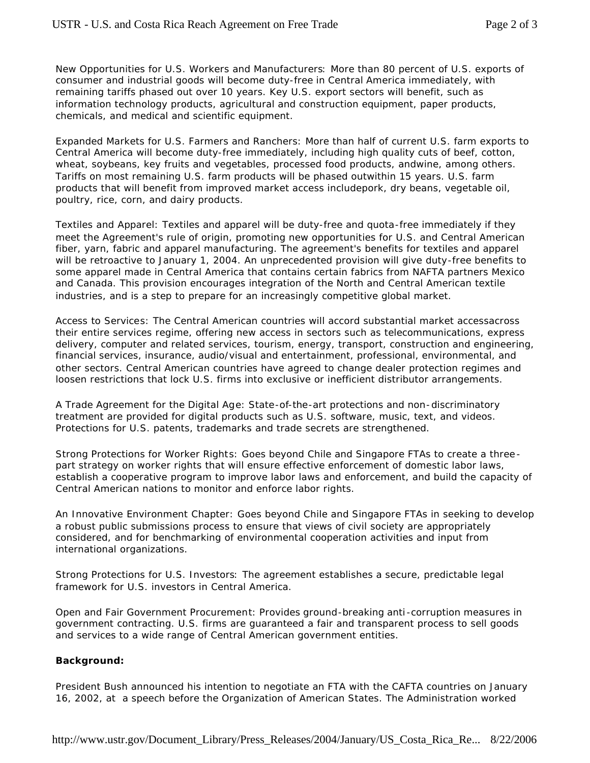New Opportunities for U.S. Workers and Manufacturers: More than 80 percent of U.S. exports of consumer and industrial goods will become duty-free in Central America immediately, with remaining tariffs phased out over 10 years. Key U.S. export sectors will benefit, such as information technology products, agricultural and construction equipment, paper products, chemicals, and medical and scientific equipment.

Expanded Markets for U.S. Farmers and Ranchers: More than half of current U.S. farm exports to Central America will become duty-free immediately, including high quality cuts of beef, cotton, wheat, soybeans, key fruits and vegetables, processed food products, andwine, among others. Tariffs on most remaining U.S. farm products will be phased outwithin 15 years. U.S. farm products that will benefit from improved market access includepork, dry beans, vegetable oil, poultry, rice, corn, and dairy products.

Textiles and Apparel: Textiles and apparel will be duty-free and quota-free immediately if they meet the Agreement's rule of origin, promoting new opportunities for U.S. and Central American fiber, yarn, fabric and apparel manufacturing. The agreement's benefits for textiles and apparel will be retroactive to January 1, 2004. An unprecedented provision will give duty-free benefits to some apparel made in Central America that contains certain fabrics from NAFTA partners Mexico and Canada. This provision encourages integration of the North and Central American textile industries, and is a step to prepare for an increasingly competitive global market.

Access to Services: The Central American countries will accord substantial market accessacross their entire services regime, offering new access in sectors such as telecommunications, express delivery, computer and related services, tourism, energy, transport, construction and engineering, financial services, insurance, audio/visual and entertainment, professional, environmental, and other sectors. Central American countries have agreed to change dealer protection regimes and loosen restrictions that lock U.S. firms into exclusive or inefficient distributor arrangements.

A Trade Agreement for the Digital Age: State-of-the-art protections and non-discriminatory treatment are provided for digital products such as U.S. software, music, text, and videos. Protections for U.S. patents, trademarks and trade secrets are strengthened.

Strong Protections for Worker Rights: Goes beyond Chile and Singapore FTAs to create a three-part strategy on worker rights that will ensure effective enforcement of domestic labor laws, establish a cooperative program to improve labor laws and enforcement, and build the capacity of Central American nations to monitor and enforce labor rights.

An Innovative Environment Chapter: Goes beyond Chile and Singapore FTAs in seeking to develop a robust public submissions process to ensure that views of civil society are appropriately considered, and for benchmarking of environmental cooperation activities and input from international organizations.

Strong Protections for U.S. Investors: The agreement establishes a secure, predictable legal framework for U.S. investors in Central America.

Open and Fair Government Procurement: Provides ground-breaking anti-corruption measures in government contracting. U.S. firms are guaranteed a fair and transparent process to sell goods and services to a wide range of Central American government entities.

**Background:**

President Bush announced his intention to negotiate an FTA with the CAFTA countries on January 16, 2002, at a speech before the Organization of American States. The Administration worked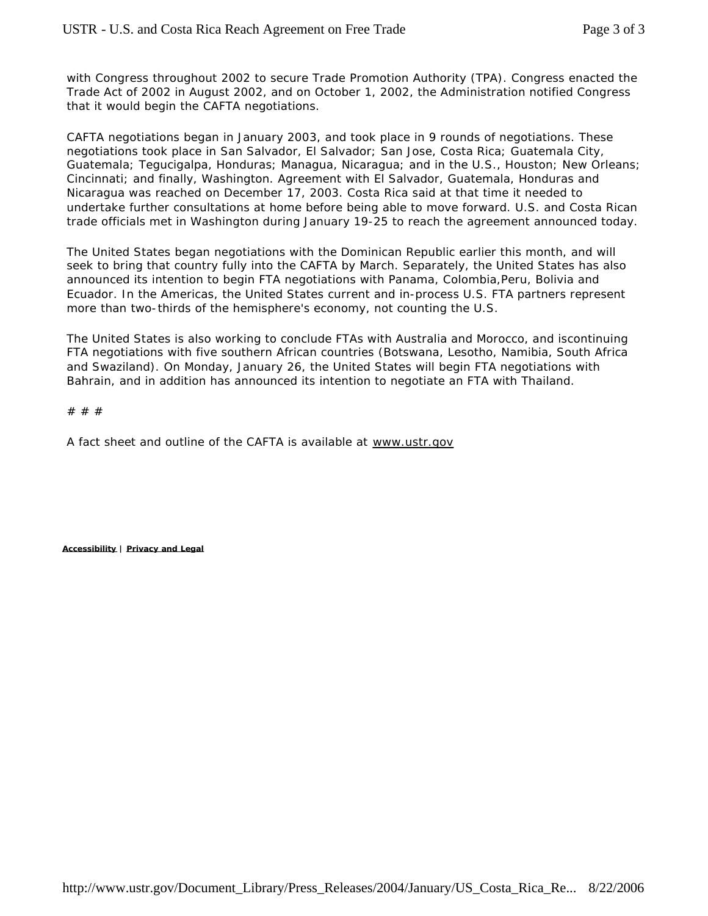with Congress throughout 2002 to secure Trade Promotion Authority (TPA). Congress enacted the Trade Act of 2002 in August 2002, and on October 1, 2002, the Administration notified Congress that it would begin the CAFTA negotiations.

CAFTA negotiations began in January 2003, and took place in 9 rounds of negotiations. These negotiations took place in San Salvador, El Salvador; San Jose, Costa Rica; Guatemala City, Guatemala; Tegucigalpa, Honduras; Managua, Nicaragua; and in the U.S., Houston; New Orleans; Cincinnati; and finally, Washington. Agreement with El Salvador, Guatemala, Honduras and Nicaragua was reached on December 17, 2003. Costa Rica said at that time it needed to undertake further consultations at home before being able to move forward. U.S. and Costa Rican trade officials met in Washington during January 19-25 to reach the agreement announced today.

The United States began negotiations with the Dominican Republic earlier this month, and will seek to bring that country fully into the CAFTA by March. Separately, the United States has also announced its intention to begin FTA negotiations with Panama, Colombia,Peru, Bolivia and Ecuador. In the Americas, the United States current and in-process U.S. FTA partners represent more than two-thirds of the hemisphere's economy, not counting the U.S.

The United States is also working to conclude FTAs with Australia and Morocco, and iscontinuing FTA negotiations with five southern African countries (Botswana, Lesotho, Namibia, South Africa and Swaziland). On Monday, January 26, the United States will begin FTA negotiations with Bahrain, and in addition has announced its intention to negotiate an FTA with Thailand.

# # #

A fact sheet and outline of the CAFTA is available at www.ustr.gov

**Accessibility** | **Privacy and Legal**